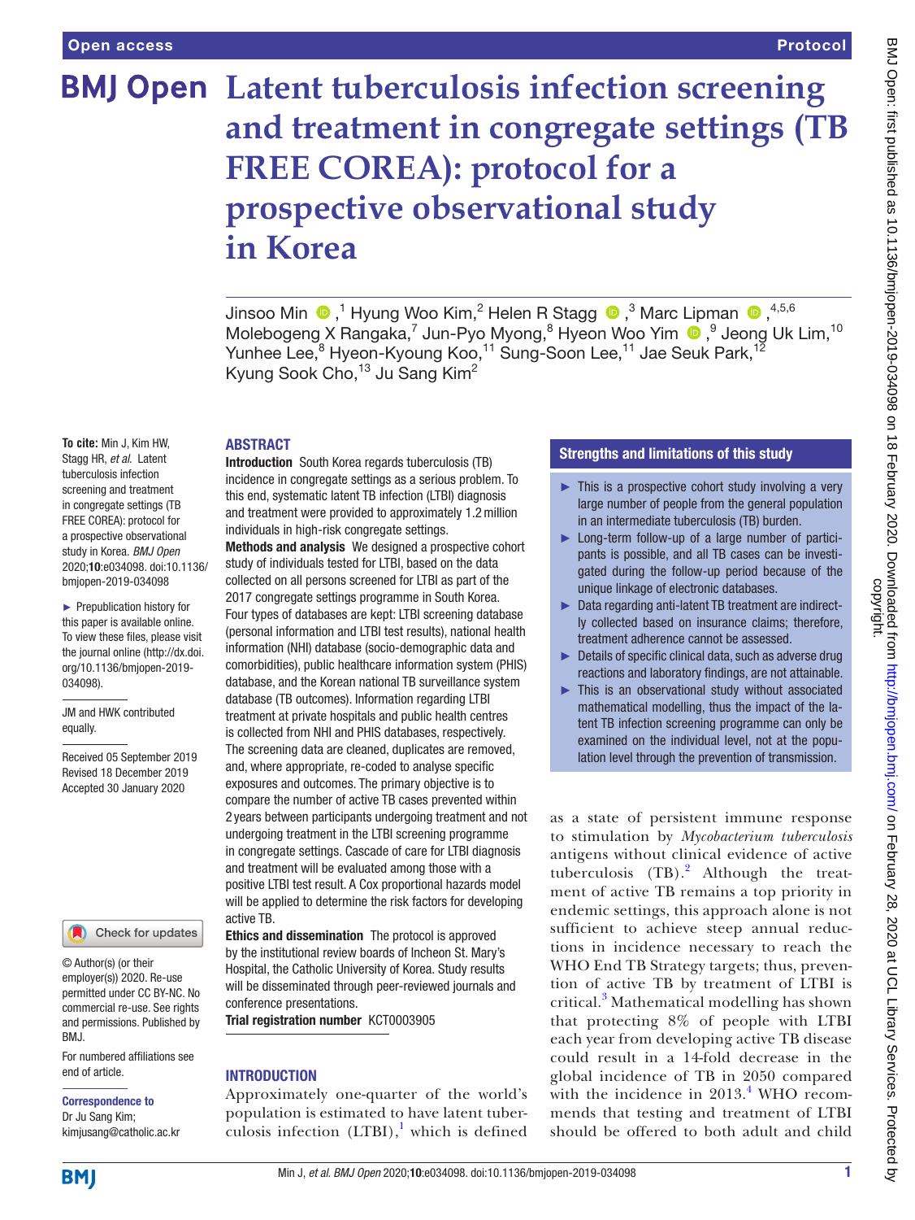Open access

Protocol

# Latent tuberculosis infection screening and treatment in congregate settings (TB FREE COREA): protocol for a prospective observational study in Korea

Jinsoo Min,[1] Hyung Woo Kim,[2] Helen R Stagg,[3] Marc Lipman,[4,5,6] Molebogeng X Rangaka,[7] Jun-Pyo Myong,[8] Hyeon Woo Yim,[9] Jeong Uk Lim,[10] Yunhee Lee,[8] Hyeon-Kyoung Koo,[11] Sung-Soon Lee,[11] Jae Seuk Park,[12] Kyung Sook Cho,[13] Ju Sang Kim[2]

**To cite:** Min J, Kim HW, Stagg HR, *et al*. Latent tuberculosis infection screening and treatment in congregate settings (TB FREE COREA): protocol for a prospective observational study in Korea. *BMJ Open* 2020;**10**:e034098. doi:10.1136/bmjopen-2019-034098

► Prepublication history for this paper is available online. To view these files, please visit the journal online (http://dx.doi.org/10.1136/bmjopen-2019-034098).

JM and HWK contributed equally.

Received 05 September 2019
Revised 18 December 2019
Accepted 30 January 2020

© Author(s) (or their employer(s)) 2020. Re-use permitted under CC BY-NC. No commercial re-use. See rights and permissions. Published by BMJ.

For numbered affiliations see end of article.

**Correspondence to**
Dr Ju Sang Kim;
kimjusang@catholic.ac.kr

## ABSTRACT

**Introduction** South Korea regards tuberculosis (TB) incidence in congregate settings as a serious problem. To this end, systematic latent TB infection (LTBI) diagnosis and treatment were provided to approximately 1.2 million individuals in high-risk congregate settings.

**Methods and analysis** We designed a prospective cohort study of individuals tested for LTBI, based on the data collected on all persons screened for LTBI as part of the 2017 congregate settings programme in South Korea. Four types of databases are kept: LTBI screening database (personal information and LTBI test results), national health information (NHI) database (socio-demographic data and comorbidities), public healthcare information system (PHIS) database, and the Korean national TB surveillance system database (TB outcomes). Information regarding LTBI treatment at private hospitals and public health centres is collected from NHI and PHIS databases, respectively. The screening data are cleaned, duplicates are removed, and, where appropriate, re-coded to analyse specific exposures and outcomes. The primary objective is to compare the number of active TB cases prevented within 2 years between participants undergoing treatment and not undergoing treatment in the LTBI screening programme in congregate settings. Cascade of care for LTBI diagnosis and treatment will be evaluated among those with a positive LTBI test result. A Cox proportional hazards model will be applied to determine the risk factors for developing active TB.

**Ethics and dissemination** The protocol is approved by the institutional review boards of Incheon St. Mary's Hospital, the Catholic University of Korea. Study results will be disseminated through peer-reviewed journals and conference presentations.

**Trial registration number** KCT0003905

## Strengths and limitations of this study

► This is a prospective cohort study involving a very large number of people from the general population in an intermediate tuberculosis (TB) burden.

► Long-term follow-up of a large number of participants is possible, and all TB cases can be investigated during the follow-up period because of the unique linkage of electronic databases.

► Data regarding anti-latent TB treatment are indirectly collected based on insurance claims; therefore, treatment adherence cannot be assessed.

► Details of specific clinical data, such as adverse drug reactions and laboratory findings, are not attainable.

► This is an observational study without associated mathematical modelling, thus the impact of the latent TB infection screening programme can only be examined on the individual level, not at the population level through the prevention of transmission.

## INTRODUCTION

Approximately one-quarter of the world's population is estimated to have latent tuberculosis infection (LTBI),[1] which is defined as a state of persistent immune response to stimulation by *Mycobacterium tuberculosis* antigens without clinical evidence of active tuberculosis (TB).[2] Although the treatment of active TB remains a top priority in endemic settings, this approach alone is not sufficient to achieve steep annual reductions in incidence necessary to reach the WHO End TB Strategy targets; thus, prevention of active TB by treatment of LTBI is critical.[3] Mathematical modelling has shown that protecting 8% of people with LTBI each year from developing active TB disease could result in a 14-fold decrease in the global incidence of TB in 2050 compared with the incidence in 2013.[4] WHO recommends that testing and treatment of LTBI should be offered to both adult and child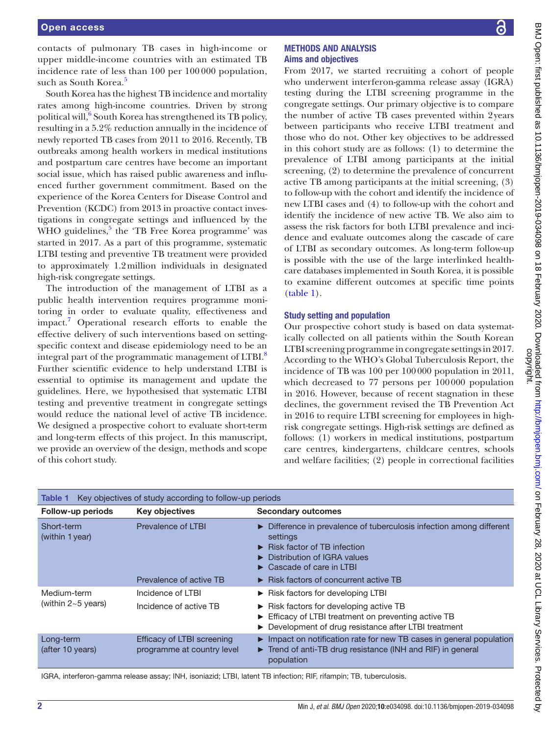contacts of pulmonary TB cases in high-income or upper middle-income countries with an estimated TB incidence rate of less than 100 per 100 000 population, such as South Korea.[5]

South Korea has the highest TB incidence and mortality rates among high-income countries. Driven by strong political will,[6] South Korea has strengthened its TB policy, resulting in a 5.2% reduction annually in the incidence of newly reported TB cases from 2011 to 2016. Recently, TB outbreaks among health workers in medical institutions and postpartum care centres have become an important social issue, which has raised public awareness and influenced further government commitment. Based on the experience of the Korea Centers for Disease Control and Prevention (KCDC) from 2013 in proactive contact investigations in congregate settings and influenced by the WHO guidelines,[5] the 'TB Free Korea programme' was started in 2017. As a part of this programme, systematic LTBI testing and preventive TB treatment were provided to approximately 1.2 million individuals in designated high-risk congregate settings.

The introduction of the management of LTBI as a public health intervention requires programme monitoring in order to evaluate quality, effectiveness and impact.[7] Operational research efforts to enable the effective delivery of such interventions based on setting-specific context and disease epidemiology need to be an integral part of the programmatic management of LTBI.[8] Further scientific evidence to help understand LTBI is essential to optimise its management and update the guidelines. Here, we hypothesised that systematic LTBI testing and preventive treatment in congregate settings would reduce the national level of active TB incidence. We designed a prospective cohort to evaluate short-term and long-term effects of this project. In this manuscript, we provide an overview of the design, methods and scope of this cohort study.

## METHODS AND ANALYSIS

### Aims and objectives

From 2017, we started recruiting a cohort of people who underwent interferon-gamma release assay (IGRA) testing during the LTBI screening programme in the congregate settings. Our primary objective is to compare the number of active TB cases prevented within 2 years between participants who receive LTBI treatment and those who do not. Other key objectives to be addressed in this cohort study are as follows: (1) to determine the prevalence of LTBI among participants at the initial screening, (2) to determine the prevalence of concurrent active TB among participants at the initial screening, (3) to follow-up with the cohort and identify the incidence of new LTBI cases and (4) to follow-up with the cohort and identify the incidence of new active TB. We also aim to assess the risk factors for both LTBI prevalence and incidence and evaluate outcomes along the cascade of care of LTBI as secondary outcomes. As long-term follow-up is possible with the use of the large interlinked health-care databases implemented in South Korea, it is possible to examine different outcomes at specific time points (table 1).

### Study setting and population

Our prospective cohort study is based on data systematically collected on all patients within the South Korean LTBI screening programme in congregate settings in 2017. According to the WHO's Global Tuberculosis Report, the incidence of TB was 100 per 100 000 population in 2011, which decreased to 77 persons per 100 000 population in 2016. However, because of recent stagnation in these declines, the government revised the TB Prevention Act in 2016 to require LTBI screening for employees in high-risk congregate settings. High-risk settings are defined as follows: (1) workers in medical institutions, postpartum care centres, kindergartens, childcare centres, schools and welfare facilities; (2) people in correctional facilities

Table 1 Key objectives of study according to follow-up periods

| Follow-up periods | Key objectives | Secondary outcomes |
|---|---|---|
| Short-term (within 1 year) | Prevalence of LTBI | ► Difference in prevalence of tuberculosis infection among different settings<br>► Risk factor of TB infection<br>► Distribution of IGRA values<br>► Cascade of care in LTBI |
| | Prevalence of active TB | ► Risk factors of concurrent active TB |
| Medium-term (within 2~5 years) | Incidence of LTBI | ► Risk factors for developing LTBI |
| | Incidence of active TB | ► Risk factors for developing active TB<br>► Efficacy of LTBI treatment on preventing active TB<br>► Development of drug resistance after LTBI treatment |
| Long-term (after 10 years) | Efficacy of LTBI screening programme at country level | ► Impact on notification rate for new TB cases in general population<br>► Trend of anti-TB drug resistance (INH and RIF) in general population |

IGRA, interferon-gamma release assay; INH, isoniazid; LTBI, latent TB infection; RIF, rifampin; TB, tuberculosis.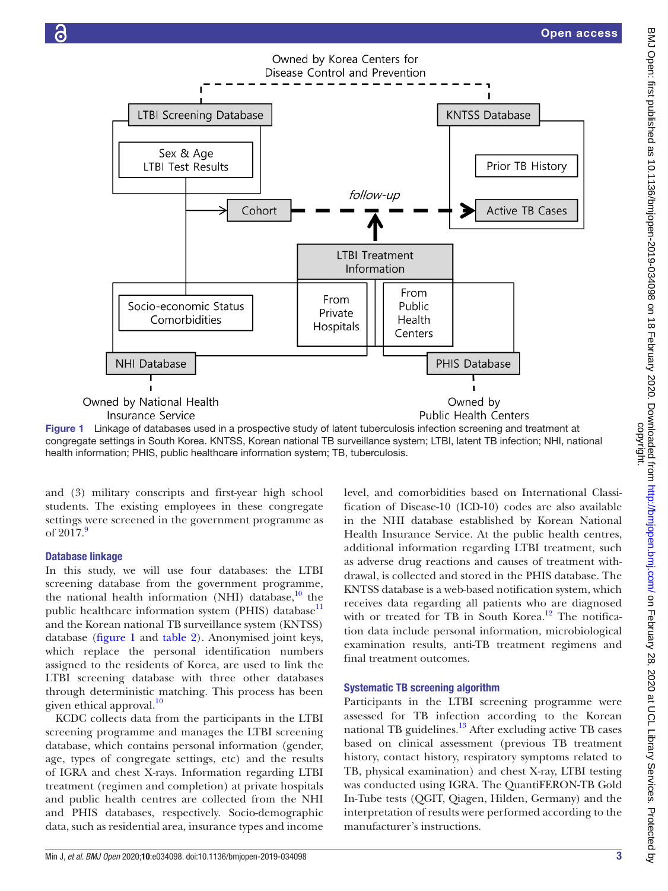Owned by Korea Centers for Disease Control and Prevention

LTBI Screening Database

Sex & Age
LTBI Test Results

KNTSS Database

Prior TB History

Cohort

follow-up

Active TB Cases

LTBI Treatment Information

Socio-economic Status
Comorbidities

From Private Hospitals

From Public Health Centers

NHI Database

PHIS Database

Owned by National Health Insurance Service

Owned by Public Health Centers

**Figure 1** Linkage of databases used in a prospective study of latent tuberculosis infection screening and treatment at congregate settings in South Korea. KNTSS, Korean national TB surveillance system; LTBI, latent TB infection; NHI, national health information; PHIS, public healthcare information system; TB, tuberculosis.

and (3) military conscripts and first-year high school students. The existing employees in these congregate settings were screened in the government programme as of 2017.[9]

## Database linkage

In this study, we will use four databases: the LTBI screening database from the government programme, the national health information (NHI) database,[10] the public healthcare information system (PHIS) database[11] and the Korean national TB surveillance system (KNTSS) database (figure 1 and table 2). Anonymised joint keys, which replace the personal identification numbers assigned to the residents of Korea, are used to link the LTBI screening database with three other databases through deterministic matching. This process has been given ethical approval.[10]

KCDC collects data from the participants in the LTBI screening programme and manages the LTBI screening database, which contains personal information (gender, age, types of congregate settings, etc) and the results of IGRA and chest X-rays. Information regarding LTBI treatment (regimen and completion) at private hospitals and public health centres are collected from the NHI and PHIS databases, respectively. Socio-demographic data, such as residential area, insurance types and income level, and comorbidities based on International Classification of Disease-10 (ICD-10) codes are also available in the NHI database established by Korean National Health Insurance Service. At the public health centres, additional information regarding LTBI treatment, such as adverse drug reactions and causes of treatment withdrawal, is collected and stored in the PHIS database. The KNTSS database is a web-based notification system, which receives data regarding all patients who are diagnosed with or treated for TB in South Korea.[12] The notification data include personal information, microbiological examination results, anti-TB treatment regimens and final treatment outcomes.

## Systematic TB screening algorithm

Participants in the LTBI screening programme were assessed for TB infection according to the Korean national TB guidelines.[13] After excluding active TB cases based on clinical assessment (previous TB treatment history, contact history, respiratory symptoms related to TB, physical examination) and chest X-ray, LTBI testing was conducted using IGRA. The QuantiFERON-TB Gold In-Tube tests (QGIT, Qiagen, Hilden, Germany) and the interpretation of results were performed according to the manufacturer's instructions.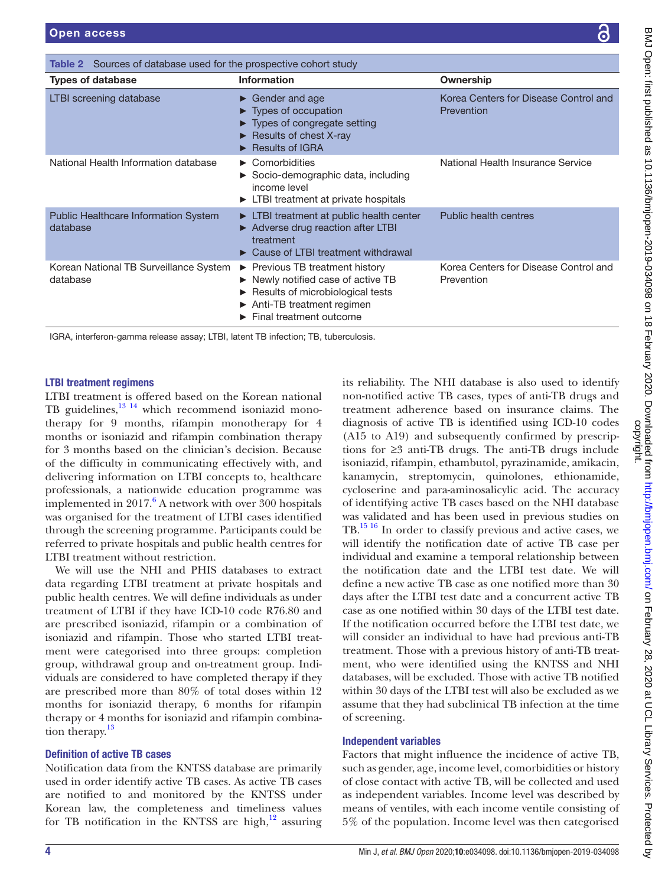**Table 2** Sources of database used for the prospective cohort study

| Types of database | Information | Ownership |
|---|---|---|
| LTBI screening database | ► Gender and age<br>► Types of occupation<br>► Types of congregate setting<br>► Results of chest X-ray<br>► Results of IGRA | Korea Centers for Disease Control and Prevention |
| National Health Information database | ► Comorbidities<br>► Socio-demographic data, including income level<br>► LTBI treatment at private hospitals | National Health Insurance Service |
| Public Healthcare Information System database | ► LTBI treatment at public health center<br>► Adverse drug reaction after LTBI treatment<br>► Cause of LTBI treatment withdrawal | Public health centres |
| Korean National TB Surveillance System database | ► Previous TB treatment history<br>► Newly notified case of active TB<br>► Results of microbiological tests<br>► Anti-TB treatment regimen<br>► Final treatment outcome | Korea Centers for Disease Control and Prevention |

IGRA, interferon-gamma release assay; LTBI, latent TB infection; TB, tuberculosis.

### LTBI treatment regimens

LTBI treatment is offered based on the Korean national TB guidelines,[13 14] which recommend isoniazid monotherapy for 9 months, rifampin monotherapy for 4 months or isoniazid and rifampin combination therapy for 3 months based on the clinician's decision. Because of the difficulty in communicating effectively with, and delivering information on LTBI concepts to, healthcare professionals, a nationwide education programme was implemented in 2017.[6] A network with over 300 hospitals was organised for the treatment of LTBI cases identified through the screening programme. Participants could be referred to private hospitals and public health centres for LTBI treatment without restriction.

We will use the NHI and PHIS databases to extract data regarding LTBI treatment at private hospitals and public health centres. We will define individuals as under treatment of LTBI if they have ICD-10 code R76.80 and are prescribed isoniazid, rifampin or a combination of isoniazid and rifampin. Those who started LTBI treatment were categorised into three groups: completion group, withdrawal group and on-treatment group. Individuals are considered to have completed therapy if they are prescribed more than 80% of total doses within 12 months for isoniazid therapy, 6 months for rifampin therapy or 4 months for isoniazid and rifampin combination therapy.[13]

### Definition of active TB cases

Notification data from the KNTSS database are primarily used in order identify active TB cases. As active TB cases are notified to and monitored by the KNTSS under Korean law, the completeness and timeliness values for TB notification in the KNTSS are high,[12] assuring its reliability. The NHI database is also used to identify non-notified active TB cases, types of anti-TB drugs and treatment adherence based on insurance claims. The diagnosis of active TB is identified using ICD-10 codes (A15 to A19) and subsequently confirmed by prescriptions for ≥3 anti-TB drugs. The anti-TB drugs include isoniazid, rifampin, ethambutol, pyrazinamide, amikacin, kanamycin, streptomycin, quinolones, ethionamide, cycloserine and para-aminosalicylic acid. The accuracy of identifying active TB cases based on the NHI database was validated and has been used in previous studies on TB.[15 16] In order to classify previous and active cases, we will identify the notification date of active TB case per individual and examine a temporal relationship between the notification date and the LTBI test date. We will define a new active TB case as one notified more than 30 days after the LTBI test date and a concurrent active TB case as one notified within 30 days of the LTBI test date. If the notification occurred before the LTBI test date, we will consider an individual to have had previous anti-TB treatment. Those with a previous history of anti-TB treatment, who were identified using the KNTSS and NHI databases, will be excluded. Those with active TB notified within 30 days of the LTBI test will also be excluded as we assume that they had subclinical TB infection at the time of screening.

### Independent variables

Factors that might influence the incidence of active TB, such as gender, age, income level, comorbidities or history of close contact with active TB, will be collected and used as independent variables. Income level was described by means of ventiles, with each income ventile consisting of 5% of the population. Income level was then categorised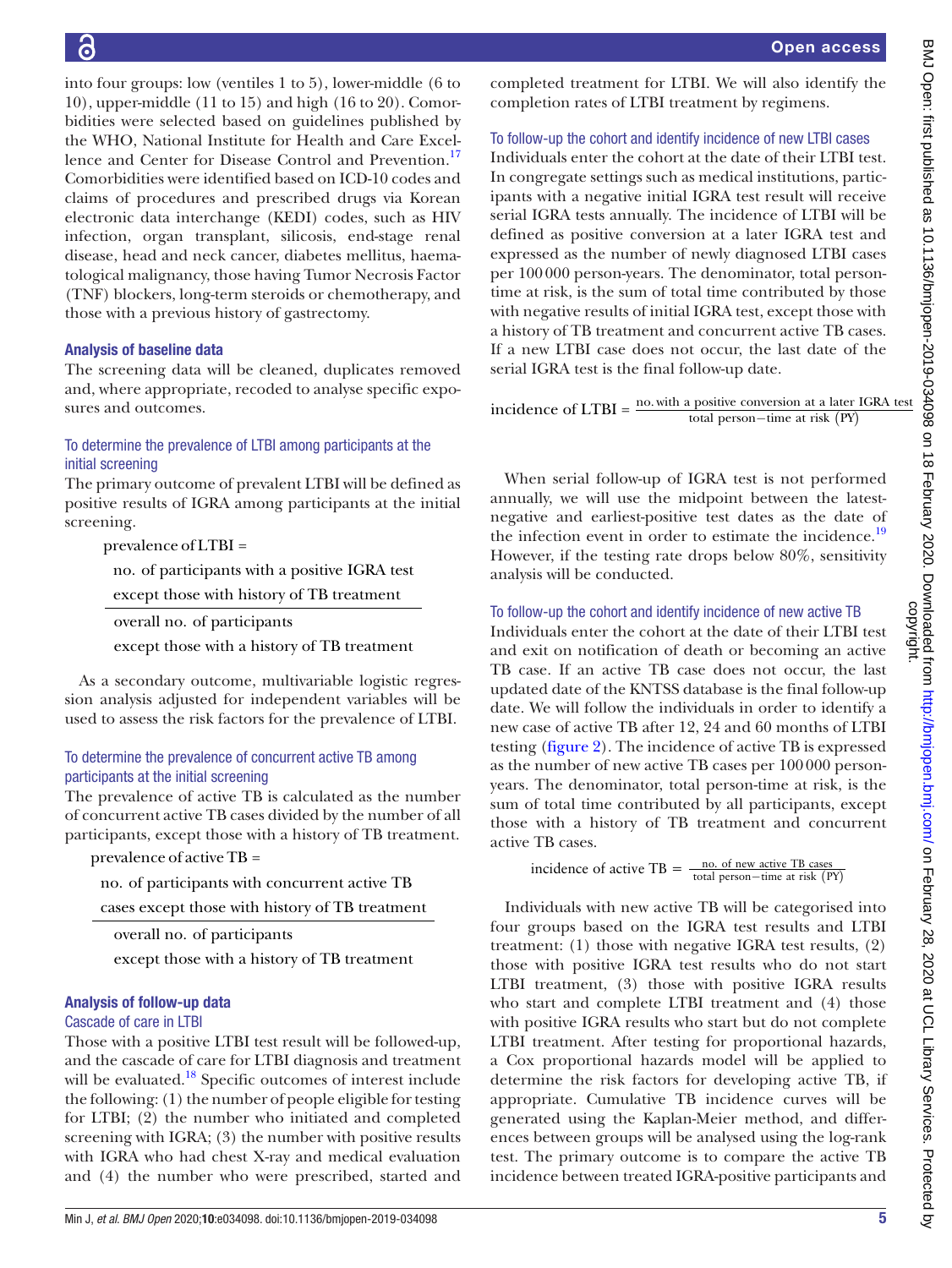into four groups: low (ventiles 1 to 5), lower-middle (6 to 10), upper-middle (11 to 15) and high (16 to 20). Comorbidities were selected based on guidelines published by the WHO, National Institute for Health and Care Excellence and Center for Disease Control and Prevention.[17] Comorbidities were identified based on ICD-10 codes and claims of procedures and prescribed drugs via Korean electronic data interchange (KEDI) codes, such as HIV infection, organ transplant, silicosis, end-stage renal disease, head and neck cancer, diabetes mellitus, haematological malignancy, those having Tumor Necrosis Factor (TNF) blockers, long-term steroids or chemotherapy, and those with a previous history of gastrectomy.

### Analysis of baseline data

The screening data will be cleaned, duplicates removed and, where appropriate, recoded to analyse specific exposures and outcomes.

#### To determine the prevalence of LTBI among participants at the initial screening

The primary outcome of prevalent LTBI will be defined as positive results of IGRA among participants at the initial screening.

$$\text{prevalence of LTBI} = \frac{\text{no. of participants with a positive IGRA test except those with history of TB treatment}}{\text{overall no. of participants except those with a history of TB treatment}}$$

As a secondary outcome, multivariable logistic regression analysis adjusted for independent variables will be used to assess the risk factors for the prevalence of LTBI.

#### To determine the prevalence of concurrent active TB among participants at the initial screening

The prevalence of active TB is calculated as the number of concurrent active TB cases divided by the number of all participants, except those with a history of TB treatment.

$$\text{prevalence of active TB} = \frac{\text{no. of participants with concurrent active TB cases except those with history of TB treatment}}{\text{overall no. of participants except those with a history of TB treatment}}$$

### Analysis of follow-up data

#### Cascade of care in LTBI

Those with a positive LTBI test result will be followed-up, and the cascade of care for LTBI diagnosis and treatment will be evaluated.[18] Specific outcomes of interest include the following: (1) the number of people eligible for testing for LTBI; (2) the number who initiated and completed screening with IGRA; (3) the number with positive results with IGRA who had chest X-ray and medical evaluation and (4) the number who were prescribed, started and completed treatment for LTBI. We will also identify the completion rates of LTBI treatment by regimens.

#### To follow-up the cohort and identify incidence of new LTBI cases

Individuals enter the cohort at the date of their LTBI test. In congregate settings such as medical institutions, participants with a negative initial IGRA test result will receive serial IGRA tests annually. The incidence of LTBI will be defined as positive conversion at a later IGRA test and expressed as the number of newly diagnosed LTBI cases per 100 000 person-years. The denominator, total person-time at risk, is the sum of total time contributed by those with negative results of initial IGRA test, except those with a history of TB treatment and concurrent active TB cases. If a new LTBI case does not occur, the last date of the serial IGRA test is the final follow-up date.

$$\text{incidence of LTBI} = \frac{\text{no. with a positive conversion at a later IGRA test}}{\text{total person}-\text{time at risk (PY)}}$$

When serial follow-up of IGRA test is not performed annually, we will use the midpoint between the latest-negative and earliest-positive test dates as the date of the infection event in order to estimate the incidence.[19] However, if the testing rate drops below 80%, sensitivity analysis will be conducted.

#### To follow-up the cohort and identify incidence of new active TB

Individuals enter the cohort at the date of their LTBI test and exit on notification of death or becoming an active TB case. If an active TB case does not occur, the last updated date of the KNTSS database is the final follow-up date. We will follow the individuals in order to identify a new case of active TB after 12, 24 and 60 months of LTBI testing (figure 2). The incidence of active TB is expressed as the number of new active TB cases per 100 000 person-years. The denominator, total person-time at risk, is the sum of total time contributed by all participants, except those with a history of TB treatment and concurrent active TB cases.

$$\text{incidence of active TB} = \frac{\text{no. of new active TB cases}}{\text{total person}-\text{time at risk (PY)}}$$

Individuals with new active TB will be categorised into four groups based on the IGRA test results and LTBI treatment: (1) those with negative IGRA test results, (2) those with positive IGRA test results who do not start LTBI treatment, (3) those with positive IGRA results who start and complete LTBI treatment and (4) those with positive IGRA results who start but do not complete LTBI treatment. After testing for proportional hazards, a Cox proportional hazards model will be applied to determine the risk factors for developing active TB, if appropriate. Cumulative TB incidence curves will be generated using the Kaplan-Meier method, and differences between groups will be analysed using the log-rank test. The primary outcome is to compare the active TB incidence between treated IGRA-positive participants and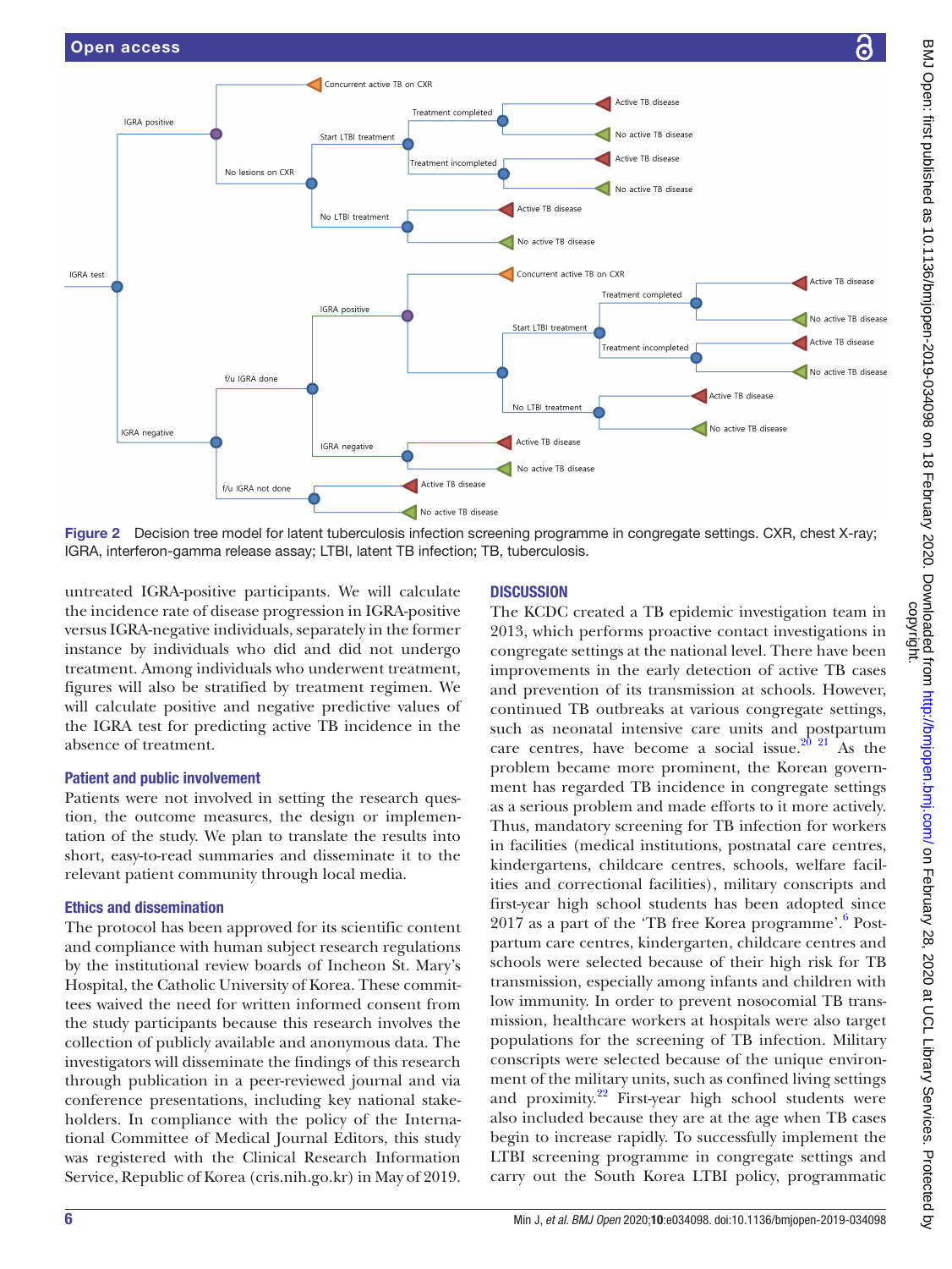Figure 2 Decision tree model for latent tuberculosis infection screening programme in congregate settings. CXR, chest X-ray; IGRA, interferon-gamma release assay; LTBI, latent TB infection; TB, tuberculosis.

untreated IGRA-positive participants. We will calculate the incidence rate of disease progression in IGRA-positive versus IGRA-negative individuals, separately in the former instance by individuals who did and did not undergo treatment. Among individuals who underwent treatment, figures will also be stratified by treatment regimen. We will calculate positive and negative predictive values of the IGRA test for predicting active TB incidence in the absence of treatment.

### Patient and public involvement

Patients were not involved in setting the research question, the outcome measures, the design or implementation of the study. We plan to translate the results into short, easy-to-read summaries and disseminate it to the relevant patient community through local media.

### Ethics and dissemination

The protocol has been approved for its scientific content and compliance with human subject research regulations by the institutional review boards of Incheon St. Mary's Hospital, the Catholic University of Korea. These committees waived the need for written informed consent from the study participants because this research involves the collection of publicly available and anonymous data. The investigators will disseminate the findings of this research through publication in a peer-reviewed journal and via conference presentations, including key national stakeholders. In compliance with the policy of the International Committee of Medical Journal Editors, this study was registered with the Clinical Research Information Service, Republic of Korea (cris.nih.go.kr) in May of 2019.

## DISCUSSION

The KCDC created a TB epidemic investigation team in 2013, which performs proactive contact investigations in congregate settings at the national level. There have been improvements in the early detection of active TB cases and prevention of its transmission at schools. However, continued TB outbreaks at various congregate settings, such as neonatal intensive care units and postpartum care centres, have become a social issue.[20 21] As the problem became more prominent, the Korean government has regarded TB incidence in congregate settings as a serious problem and made efforts to it more actively. Thus, mandatory screening for TB infection for workers in facilities (medical institutions, postnatal care centres, kindergartens, childcare centres, schools, welfare facilities and correctional facilities), military conscripts and first-year high school students has been adopted since 2017 as a part of the 'TB free Korea programme'.[6] Postpartum care centres, kindergarten, childcare centres and schools were selected because of their high risk for TB transmission, especially among infants and children with low immunity. In order to prevent nosocomial TB transmission, healthcare workers at hospitals were also target populations for the screening of TB infection. Military conscripts were selected because of the unique environment of the military units, such as confined living settings and proximity.[22] First-year high school students were also included because they are at the age when TB cases begin to increase rapidly. To successfully implement the LTBI screening programme in congregate settings and carry out the South Korea LTBI policy, programmatic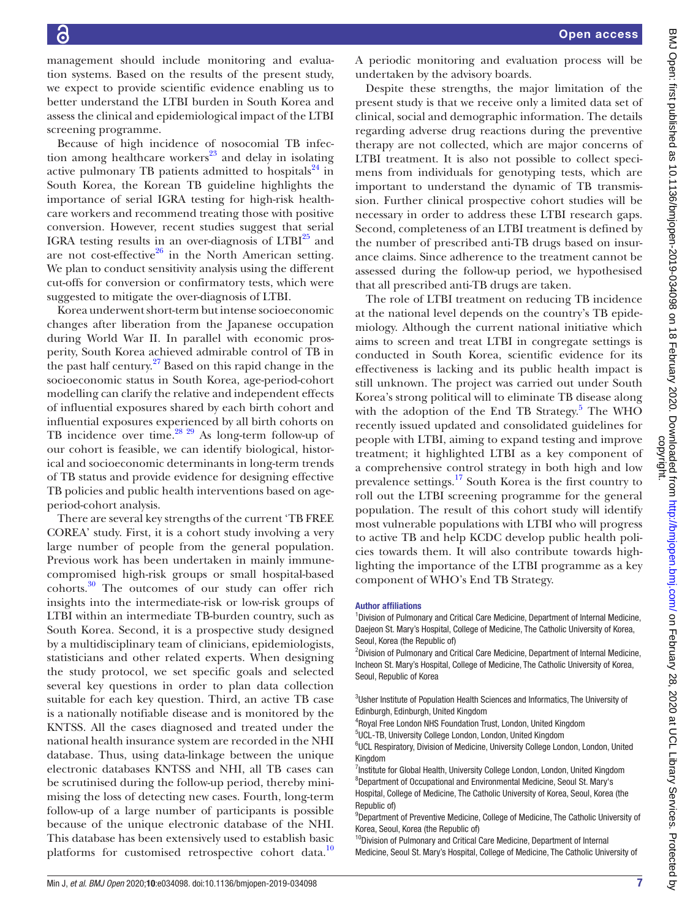management should include monitoring and evaluation systems. Based on the results of the present study, we expect to provide scientific evidence enabling us to better understand the LTBI burden in South Korea and assess the clinical and epidemiological impact of the LTBI screening programme.

Because of high incidence of nosocomial TB infection among healthcare workers[23] and delay in isolating active pulmonary TB patients admitted to hospitals[24] in South Korea, the Korean TB guideline highlights the importance of serial IGRA testing for high-risk healthcare workers and recommend treating those with positive conversion. However, recent studies suggest that serial IGRA testing results in an over-diagnosis of LTBI[25] and are not cost-effective[26] in the North American setting. We plan to conduct sensitivity analysis using the different cut-offs for conversion or confirmatory tests, which were suggested to mitigate the over-diagnosis of LTBI.

Korea underwent short-term but intense socioeconomic changes after liberation from the Japanese occupation during World War II. In parallel with economic prosperity, South Korea achieved admirable control of TB in the past half century.[27] Based on this rapid change in the socioeconomic status in South Korea, age-period-cohort modelling can clarify the relative and independent effects of influential exposures shared by each birth cohort and influential exposures experienced by all birth cohorts on TB incidence over time.[28 29] As long-term follow-up of our cohort is feasible, we can identify biological, historical and socioeconomic determinants in long-term trends of TB status and provide evidence for designing effective TB policies and public health interventions based on age-period-cohort analysis.

There are several key strengths of the current 'TB FREE COREA' study. First, it is a cohort study involving a very large number of people from the general population. Previous work has been undertaken in mainly immune-compromised high-risk groups or small hospital-based cohorts.[30] The outcomes of our study can offer rich insights into the intermediate-risk or low-risk groups of LTBI within an intermediate TB-burden country, such as South Korea. Second, it is a prospective study designed by a multidisciplinary team of clinicians, epidemiologists, statisticians and other related experts. When designing the study protocol, we set specific goals and selected several key questions in order to plan data collection suitable for each key question. Third, an active TB case is a nationally notifiable disease and is monitored by the KNTSS. All the cases diagnosed and treated under the national health insurance system are recorded in the NHI database. Thus, using data-linkage between the unique electronic databases KNTSS and NHI, all TB cases can be scrutinised during the follow-up period, thereby minimising the loss of detecting new cases. Fourth, long-term follow-up of a large number of participants is possible because of the unique electronic database of the NHI. This database has been extensively used to establish basic platforms for customised retrospective cohort data.[10] A periodic monitoring and evaluation process will be undertaken by the advisory boards.

Despite these strengths, the major limitation of the present study is that we receive only a limited data set of clinical, social and demographic information. The details regarding adverse drug reactions during the preventive therapy are not collected, which are major concerns of LTBI treatment. It is also not possible to collect specimens from individuals for genotyping tests, which are important to understand the dynamic of TB transmission. Further clinical prospective cohort studies will be necessary in order to address these LTBI research gaps. Second, completeness of an LTBI treatment is defined by the number of prescribed anti-TB drugs based on insurance claims. Since adherence to the treatment cannot be assessed during the follow-up period, we hypothesised that all prescribed anti-TB drugs are taken.

The role of LTBI treatment on reducing TB incidence at the national level depends on the country's TB epidemiology. Although the current national initiative which aims to screen and treat LTBI in congregate settings is conducted in South Korea, scientific evidence for its effectiveness is lacking and its public health impact is still unknown. The project was carried out under South Korea's strong political will to eliminate TB disease along with the adoption of the End TB Strategy.[5] The WHO recently issued updated and consolidated guidelines for people with LTBI, aiming to expand testing and improve treatment; it highlighted LTBI as a key component of a comprehensive control strategy in both high and low prevalence settings.[17] South Korea is the first country to roll out the LTBI screening programme for the general population. The result of this cohort study will identify most vulnerable populations with LTBI who will progress to active TB and help KCDC develop public health policies towards them. It will also contribute towards highlighting the importance of the LTBI programme as a key component of WHO's End TB Strategy.

#### Author affiliations

[1]Division of Pulmonary and Critical Care Medicine, Department of Internal Medicine, Daejeon St. Mary's Hospital, College of Medicine, The Catholic University of Korea, Seoul, Korea (the Republic of)
[2]Division of Pulmonary and Critical Care Medicine, Department of Internal Medicine, Incheon St. Mary's Hospital, College of Medicine, The Catholic University of Korea, Seoul, Republic of Korea
[3]Usher Institute of Population Health Sciences and Informatics, The University of Edinburgh, Edinburgh, United Kingdom
[4]Royal Free London NHS Foundation Trust, London, United Kingdom
[5]UCL-TB, University College London, London, United Kingdom
[6]UCL Respiratory, Division of Medicine, University College London, London, United Kingdom
[7]Institute for Global Health, University College London, London, United Kingdom
[8]Department of Occupational and Environmental Medicine, Seoul St. Mary's Hospital, College of Medicine, The Catholic University of Korea, Seoul, Korea (the Republic of)
[9]Department of Preventive Medicine, College of Medicine, The Catholic University of Korea, Seoul, Korea (the Republic of)
[10]Division of Pulmonary and Critical Care Medicine, Department of Internal Medicine, Seoul St. Mary's Hospital, College of Medicine, The Catholic University of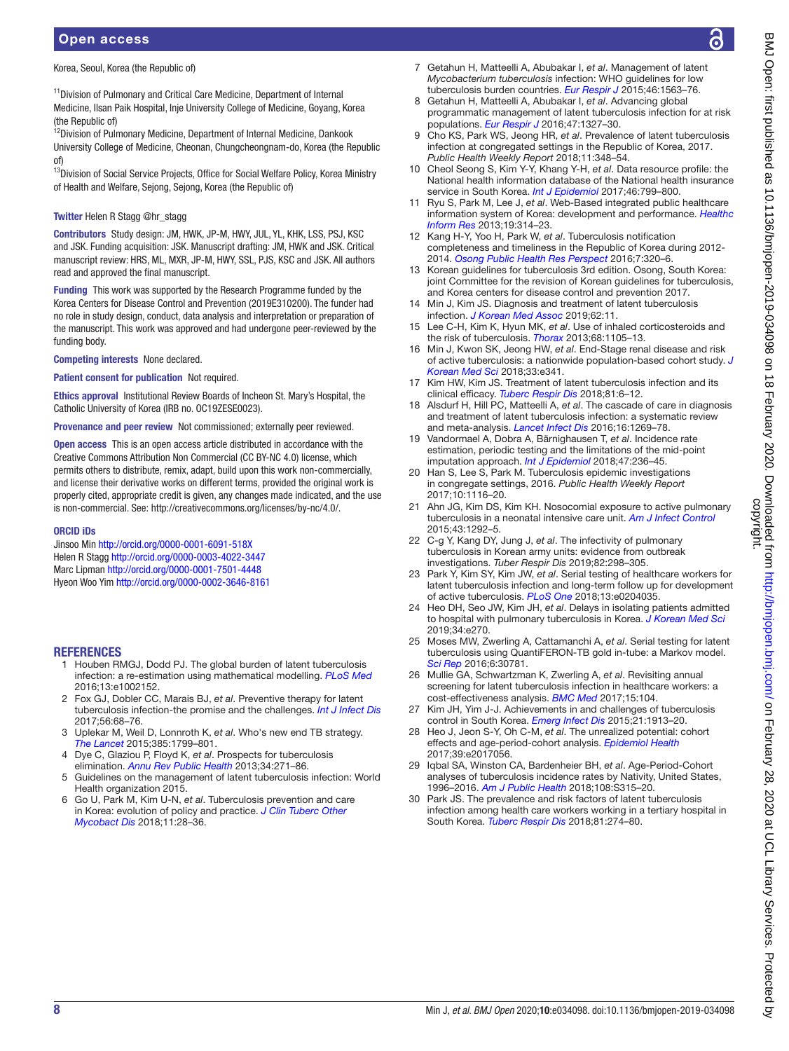Korea, Seoul, Korea (the Republic of)

[11]Division of Pulmonary and Critical Care Medicine, Department of Internal Medicine, Ilsan Paik Hospital, Inje University College of Medicine, Goyang, Korea (the Republic of)

[12]Division of Pulmonary Medicine, Department of Internal Medicine, Dankook University College of Medicine, Cheonan, Chungcheongnam-do, Korea (the Republic of)

[13]Division of Social Service Projects, Office for Social Welfare Policy, Korea Ministry of Health and Welfare, Sejong, Sejong, Korea (the Republic of)

**Twitter** Helen R Stagg @hr_stagg

**Contributors** Study design: JM, HWK, JP-M, HWY, JUL, YL, KHK, LSS, PSJ, KSC and JSK. Funding acquisition: JSK. Manuscript drafting: JM, HWK and JSK. Critical manuscript review: HRS, ML, MXR, JP-M, HWY, SSL, PJS, KSC and JSK. All authors read and approved the final manuscript.

**Funding** This work was supported by the Research Programme funded by the Korea Centers for Disease Control and Prevention (2019E310200). The funder had no role in study design, conduct, data analysis and interpretation or preparation of the manuscript. This work was approved and had undergone peer-reviewed by the funding body.

**Competing interests** None declared.

**Patient consent for publication** Not required.

**Ethics approval** Institutional Review Boards of Incheon St. Mary's Hospital, the Catholic University of Korea (IRB no. OC19ZESE0023).

**Provenance and peer review** Not commissioned; externally peer reviewed.

**Open access** This is an open access article distributed in accordance with the Creative Commons Attribution Non Commercial (CC BY-NC 4.0) license, which permits others to distribute, remix, adapt, build upon this work non-commercially, and license their derivative works on different terms, provided the original work is properly cited, appropriate credit is given, any changes made indicated, and the use is non-commercial. See: http://creativecommons.org/licenses/by-nc/4.0/.

**ORCID iDs**

Jinsoo Min http://orcid.org/0000-0001-6091-518X
Helen R Stagg http://orcid.org/0000-0003-4022-3447
Marc Lipman http://orcid.org/0000-0001-7501-4448
Hyeon Woo Yim http://orcid.org/0000-0002-3646-8161

## REFERENCES

1. Houben RMGJ, Dodd PJ. The global burden of latent tuberculosis infection: a re-estimation using mathematical modelling. *PLoS Med* 2016;13:e1002152.
2. Fox GJ, Dobler CC, Marais BJ, *et al*. Preventive therapy for latent tuberculosis infection-the promise and the challenges. *Int J Infect Dis* 2017;56:68–76.
3. Uplekar M, Weil D, Lonnroth K, *et al*. Who's new end TB strategy. *The Lancet* 2015;385:1799–801.
4. Dye C, Glaziou P, Floyd K, *et al*. Prospects for tuberculosis elimination. *Annu Rev Public Health* 2013;34:271–86.
5. Guidelines on the management of latent tuberculosis infection: World Health organization 2015.
6. Go U, Park M, Kim U-N, *et al*. Tuberculosis prevention and care in Korea: evolution of policy and practice. *J Clin Tuberc Other Mycobact Dis* 2018;11:28–36.
7. Getahun H, Matteelli A, Abubakar I, *et al*. Management of latent *Mycobacterium tuberculosis* infection: WHO guidelines for low tuberculosis burden countries. *Eur Respir J* 2015;46:1563–76.
8. Getahun H, Matteelli A, Abubakar I, *et al*. Advancing global programmatic management of latent tuberculosis infection for at risk populations. *Eur Respir J* 2016;47:1327–30.
9. Cho KS, Park WS, Jeong HR, *et al*. Prevalence of latent tuberculosis infection at congregated settings in the Republic of Korea, 2017. *Public Health Weekly Report* 2018;11:348–54.
10. Cheol Seong S, Kim Y-Y, Khang Y-H, *et al*. Data resource profile: the National health information database of the National health insurance service in South Korea. *Int J Epidemiol* 2017;46:799–800.
11. Ryu S, Park M, Lee J, *et al*. Web-Based integrated public healthcare information system of Korea: development and performance. *Healthc Inform Res* 2013;19:314–23.
12. Kang H-Y, Yoo H, Park W, *et al*. Tuberculosis notification completeness and timeliness in the Republic of Korea during 2012-2014. *Osong Public Health Res Perspect* 2016;7:320–6.
13. Korean guidelines for tuberculosis 3rd edition. Osong, South Korea: joint Committee for the revision of Korean guidelines for tuberculosis, and Korea centers for disease control and prevention 2017.
14. Min J, Kim JS. Diagnosis and treatment of latent tuberculosis infection. *J Korean Med Assoc* 2019;62:11.
15. Lee C-H, Kim K, Hyun MK, *et al*. Use of inhaled corticosteroids and the risk of tuberculosis. *Thorax* 2013;68:1105–13.
16. Min J, Kwon SK, Jeong HW, *et al*. End-Stage renal disease and risk of active tuberculosis: a nationwide population-based cohort study. *J Korean Med Sci* 2018;33:e341.
17. Kim HW, Kim JS. Treatment of latent tuberculosis infection and its clinical efficacy. *Tuberc Respir Dis* 2018;81:6–12.
18. Alsdurf H, Hill PC, Matteelli A, *et al*. The cascade of care in diagnosis and treatment of latent tuberculosis infection: a systematic review and meta-analysis. *Lancet Infect Dis* 2016;16:1269–78.
19. Vandormael A, Dobra A, Bärnighausen T, *et al*. Incidence rate estimation, periodic testing and the limitations of the mid-point imputation approach. *Int J Epidemiol* 2018;47:236–45.
20. Han S, Lee S, Park M. Tuberculosis epidemic investigations in congregate settings, 2016. *Public Health Weekly Report* 2017;10:1116–20.
21. Ahn JG, Kim DS, Kim KH. Nosocomial exposure to active pulmonary tuberculosis in a neonatal intensive care unit. *Am J Infect Control* 2015;43:1292–5.
22. C-g Y, Kang DY, Jung J, *et al*. The infectivity of pulmonary tuberculosis in Korean army units: evidence from outbreak investigations. *Tuber Respir Dis* 2019;82:298–305.
23. Park Y, Kim SY, Kim JW, *et al*. Serial testing of healthcare workers for latent tuberculosis infection and long-term follow up for development of active tuberculosis. *PLoS One* 2018;13:e0204035.
24. Heo DH, Seo JW, Kim JH, *et al*. Delays in isolating patients admitted to hospital with pulmonary tuberculosis in Korea. *J Korean Med Sci* 2019;34:e270.
25. Moses MW, Zwerling A, Cattamanchi A, *et al*. Serial testing for latent tuberculosis using QuantiFERON-TB gold in-tube: a Markov model. *Sci Rep* 2016;6:30781.
26. Mullie GA, Schwartzman K, Zwerling A, *et al*. Revisiting annual screening for latent tuberculosis infection in healthcare workers: a cost-effectiveness analysis. *BMC Med* 2017;15:104.
27. Kim JH, Yim J-J. Achievements in and challenges of tuberculosis control in South Korea. *Emerg Infect Dis* 2015;21:1913–20.
28. Heo J, Jeon S-Y, Oh C-M, *et al*. The unrealized potential: cohort effects and age-period-cohort analysis. *Epidemiol Health* 2017;39:e2017056.
29. Iqbal SA, Winston CA, Bardenheier BH, *et al*. Age-Period-Cohort analyses of tuberculosis incidence rates by Nativity, United States, 1996–2016. *Am J Public Health* 2018;108:S315–20.
30. Park JS. The prevalence and risk factors of latent tuberculosis infection among health care workers working in a tertiary hospital in South Korea. *Tuberc Respir Dis* 2018;81:274–80.